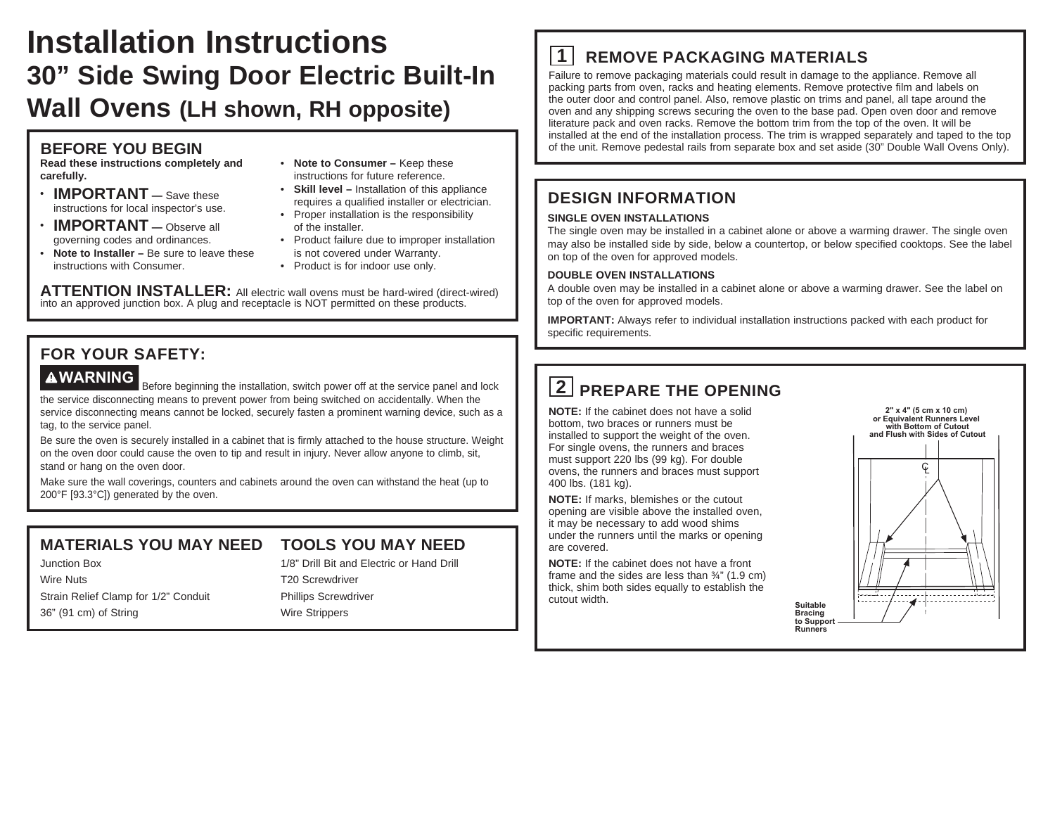# Installation Instructions

## 30" Side Swing Door Electric Built-In Wall Ovens (LH shown, RH opposite)

### BEFORE YOU BEGIN

**Read these instructions completely and carefully.**

- **IMPORTANT** — Save these instructions for local inspector's use.
- **IMPORTANT** — Observe all governing codes and ordinances.
- **Note to Installer –** Be sure to leave these instructions with Consumer.
- **Note to Consumer –** Keep these instructions for future reference.
- **Skill level –** Installation of this appliance requires a qualified installer or electrician.
- Proper installation is the responsibility of the installer.
- Product failure due to improper installation is not covered under Warranty.
- Product is for indoor use only.

**ATTENTION INSTALLER:** All electric wall ovens must be hard-wired (direct-wired) into an approved junction box. A plug and receptacle is NOT permitted on these products.

### FOR YOUR SAFETY:

**⚠WARNING** Before beginning the installation, switch power off at the service panel and lock the service disconnecting means to prevent power from being switched on accidentally. When the service disconnecting means cannot be locked, securely fasten a prominent warning device, such as a tag, to the service panel.

Be sure the oven is securely installed in a cabinet that is firmly attached to the house structure. Weight on the oven door could cause the oven to tip and result in injury. Never allow anyone to climb, sit, stand or hang on the oven door.

Make sure the wall coverings, counters and cabinets around the oven can withstand the heat (up to 200°F [93.3°C]) generated by the oven.

### MATERIALS YOU MAY NEED

Junction Box

Wire Nuts

Strain Relief Clamp for 1/2" Conduit

36" (91 cm) of String

### TOOLS YOU MAY NEED

1/8" Drill Bit and Electric or Hand Drill

T20 Screwdriver

Phillips Screwdriver

Wire Strippers

### 1 REMOVE PACKAGING MATERIALS

Failure to remove packaging materials could result in damage to the appliance. Remove all packing parts from oven, racks and heating elements. Remove protective film and labels on the outer door and control panel. Also, remove plastic on trims and panel, all tape around the oven and any shipping screws securing the oven to the base pad. Open oven door and remove literature pack and oven racks. Remove the bottom trim from the top of the oven. It will be installed at the end of the installation process. The trim is wrapped separately and taped to the top of the unit. Remove pedestal rails from separate box and set aside (30" Double Wall Ovens Only).

### DESIGN INFORMATION

**SINGLE OVEN INSTALLATIONS**

The single oven may be installed in a cabinet alone or above a warming drawer. The single oven may also be installed side by side, below a countertop, or below specified cooktops. See the label on top of the oven for approved models.

**DOUBLE OVEN INSTALLATIONS**

A double oven may be installed in a cabinet alone or above a warming drawer. See the label on top of the oven for approved models.

**IMPORTANT:** Always refer to individual installation instructions packed with each product for specific requirements.

### 2 PREPARE THE OPENING

**NOTE:** If the cabinet does not have a solid bottom, two braces or runners must be installed to support the weight of the oven. For single ovens, the runners and braces must support 220 lbs (99 kg). For double ovens, the runners and braces must support 400 lbs. (181 kg).

**NOTE:** If marks, blemishes or the cutout opening are visible above the installed oven, it may be necessary to add wood shims under the runners until the marks or opening are covered.

**NOTE:** If the cabinet does not have a front frame and the sides are less than ¾" (1.9 cm) thick, shim both sides equally to establish the cutout width.

2" x 4" (5 cm x 10 cm) or Equivalent Runners Level with Bottom of Cutout and Flush with Sides of Cutout

Suitable Bracing to Support Runners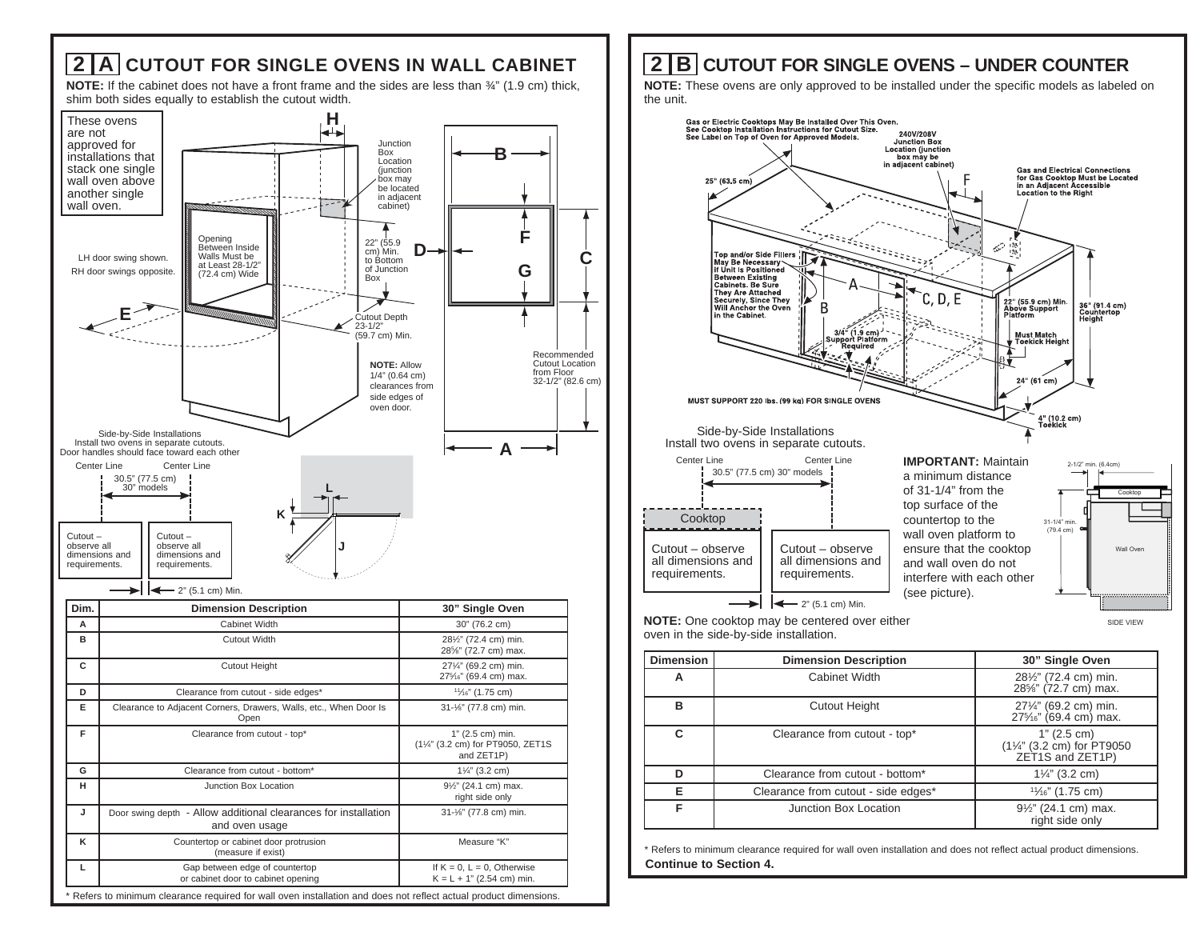## 2 A CUTOUT FOR SINGLE OVENS IN WALL CABINET

**NOTE:** If the cabinet does not have a front frame and the sides are less than ¾" (1.9 cm) thick, shim both sides equally to establish the cutout width.

These ovens are not approved for installations that stack one single wall oven above another single wall oven.

LH door swing shown. RH door swings opposite.

Opening Between Inside Walls Must be at Least 28-1/2" (72.4 cm) Wide

Junction Box Location (junction box may be located in adjacent cabinet)

22" (55.9 cm) Min. to Bottom of Junction Box

Cutout Depth 23-1/2" (59.7 cm) Min.

**NOTE:** Allow 1/4" (0.64 cm) clearances from side edges of oven door.

Recommended Cutout Location from Floor 32-1/2" (82.6 cm)

Side-by-Side Installations
Install two ovens in separate cutouts.
Door handles should face toward each other

Center Line — Center Line
30.5" (77.5 cm) 30" models

Cutout – observe all dimensions and requirements.

Cutout – observe all dimensions and requirements.

2" (5.1 cm) Min.

| Dim. | Dimension Description | 30" Single Oven |
|---|---|---|
| A | Cabinet Width | 30" (76.2 cm) |
| B | Cutout Width | 28½" (72.4 cm) min.<br>28⅝" (72.7 cm) max. |
| C | Cutout Height | 27¼" (69.2 cm) min.<br>27⁵⁄₁₆" (69.4 cm) max. |
| D | Clearance from cutout - side edges* | ¹¹⁄₁₆" (1.75 cm) |
| E | Clearance to Adjacent Corners, Drawers, Walls, etc., When Door Is Open | 31-⅛" (77.8 cm) min. |
| F | Clearance from cutout - top* | 1" (2.5 cm) min.<br>(1¼" (3.2 cm) for PT9050, ZET1S and ZET1P) |
| G | Clearance from cutout - bottom* | 1¼" (3.2 cm) |
| H | Junction Box Location | 9½" (24.1 cm) max.<br>right side only |
| J | Door swing depth - Allow additional clearances for installation and oven usage | 31-⅛" (77.8 cm) min. |
| K | Countertop or cabinet door protrusion (measure if exist) | Measure "K" |
| L | Gap between edge of countertop or cabinet door to cabinet opening | If K = 0, L = 0, Otherwise K = L + 1" (2.54 cm) min. |

\* Refers to minimum clearance required for wall oven installation and does not reflect actual product dimensions.

## 2 B CUTOUT FOR SINGLE OVENS – UNDER COUNTER

**NOTE:** These ovens are only approved to be installed under the specific models as labeled on the unit.

Gas or Electric Cooktops May Be Installed Over This Oven. See Cooktop Installation Instructions for Cutout Size. See Label on Top of Oven for Approved Models.

240V/208V Junction Box Location (junction box may be in adjacent cabinet)

Gas and Electrical Connections for Gas Cooktop Must be Located in an Adjacent Accessible Location to the Right

25" (63.5 cm)

Top and/or Side Fillers May Be Necessary if Unit is Positioned Between Existing Cabinets. Be Sure They Are Attached Securely, Since They Will Anchor the Oven in the Cabinet.

3/4" (1.9 cm) Support Platform Required

22" (55.9 cm) Min. Above Support Platform

36" (91.4 cm) Countertop Height

Must Match Toekick Height

24" (61 cm)

4" (10.2 cm) Toekick

MUST SUPPORT 220 lbs. (99 kg) FOR SINGLE OVENS

Side-by-Side Installations
Install two ovens in separate cutouts.

Center Line — Center Line
30.5" (77.5 cm) 30" models

Cooktop

Cutout – observe all dimensions and requirements.

Cutout – observe all dimensions and requirements.

2" (5.1 cm) Min.

**IMPORTANT:** Maintain a minimum distance of 31-1/4" from the top surface of the countertop to the wall oven platform to ensure that the cooktop and wall oven do not interfere with each other (see picture).

2-1/2" min. (6.4cm) — Cooktop — 31-1/4" min. (79.4 cm) — Wall Oven — SIDE VIEW

**NOTE:** One cooktop may be centered over either oven in the side-by-side installation.

| Dimension | Dimension Description | 30" Single Oven |
|---|---|---|
| A | Cabinet Width | 28½" (72.4 cm) min.<br>28⅝" (72.7 cm) max. |
| B | Cutout Height | 27¼" (69.2 cm) min.<br>27⁵⁄₁₆" (69.4 cm) max. |
| C | Clearance from cutout - top* | 1" (2.5 cm)<br>(1¼" (3.2 cm) for PT9050 ZET1S and ZET1P) |
| D | Clearance from cutout - bottom* | 1¼" (3.2 cm) |
| E | Clearance from cutout - side edges* | ¹¹⁄₁₆" (1.75 cm) |
| F | Junction Box Location | 9½" (24.1 cm) max.<br>right side only |

\* Refers to minimum clearance required for wall oven installation and does not reflect actual product dimensions.

**Continue to Section 4.**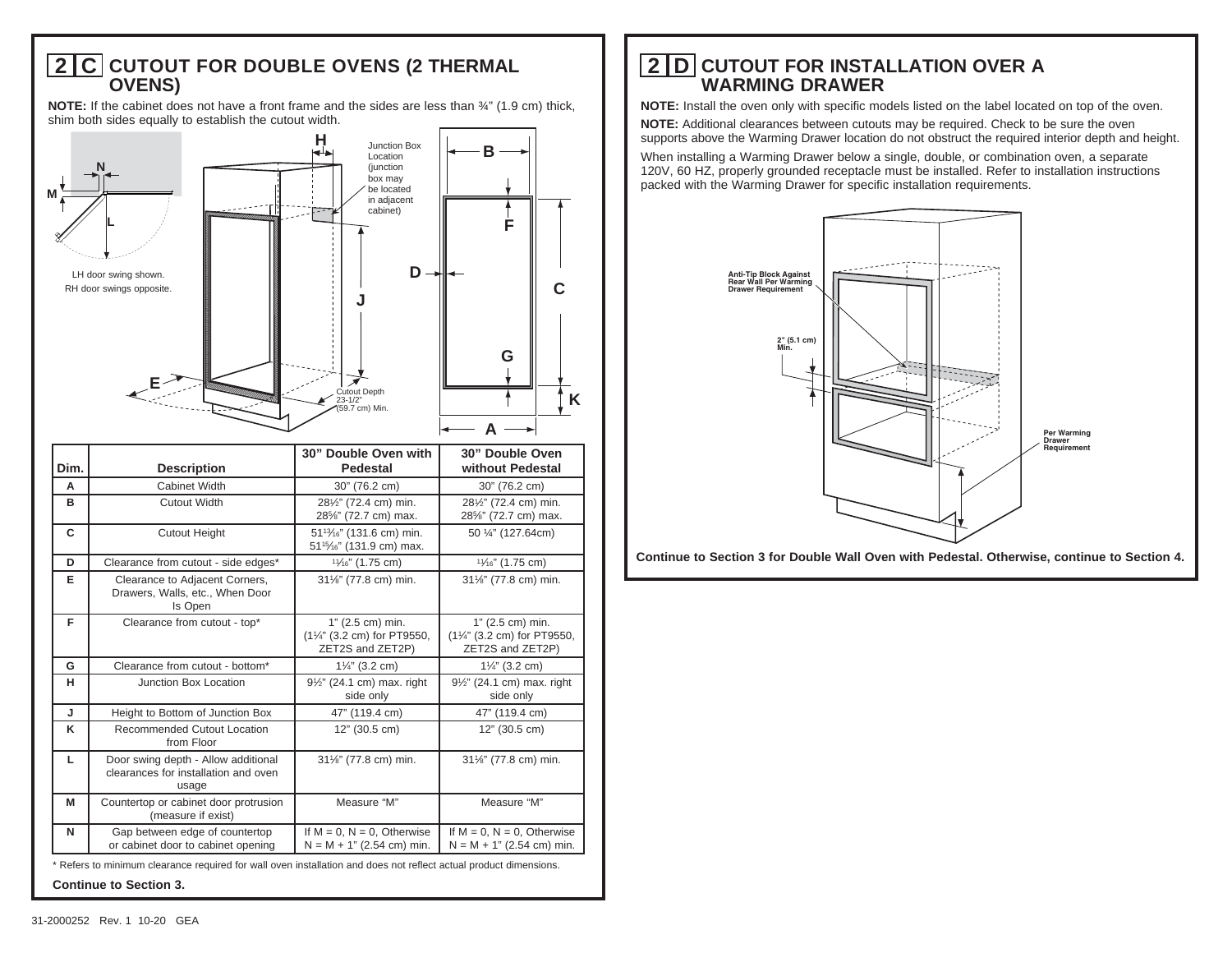## 2 C CUTOUT FOR DOUBLE OVENS (2 THERMAL OVENS)

**NOTE:** If the cabinet does not have a front frame and the sides are less than ¾" (1.9 cm) thick, shim both sides equally to establish the cutout width.

LH door swing shown.
RH door swings opposite.

Junction Box Location (junction box may be located in adjacent cabinet)

Cutout Depth 23-1/2" (59.7 cm) Min.

| Dim. | Description | 30" Double Oven with Pedestal | 30" Double Oven without Pedestal |
|---|---|---|---|
| A | Cabinet Width | 30" (76.2 cm) | 30" (76.2 cm) |
| B | Cutout Width | 28½" (72.4 cm) min. 28⅝" (72.7 cm) max. | 28½" (72.4 cm) min. 28⅝" (72.7 cm) max. |
| C | Cutout Height | 51¹³⁄₁₆" (131.6 cm) min. 51¹⁵⁄₁₆" (131.9 cm) max. | 50 ¼" (127.64cm) |
| D | Clearance from cutout - side edges* | ¹¹⁄₁₆" (1.75 cm) | ¹¹⁄₁₆" (1.75 cm) |
| E | Clearance to Adjacent Corners, Drawers, Walls, etc., When Door Is Open | 31⅛" (77.8 cm) min. | 31⅛" (77.8 cm) min. |
| F | Clearance from cutout - top* | 1" (2.5 cm) min. (1¼" (3.2 cm) for PT9550, ZET2S and ZET2P) | 1" (2.5 cm) min. (1¼" (3.2 cm) for PT9550, ZET2S and ZET2P) |
| G | Clearance from cutout - bottom* | 1¼" (3.2 cm) | 1¼" (3.2 cm) |
| H | Junction Box Location | 9½" (24.1 cm) max. right side only | 9½" (24.1 cm) max. right side only |
| J | Height to Bottom of Junction Box | 47" (119.4 cm) | 47" (119.4 cm) |
| K | Recommended Cutout Location from Floor | 12" (30.5 cm) | 12" (30.5 cm) |
| L | Door swing depth - Allow additional clearances for installation and oven usage | 31⅛" (77.8 cm) min. | 31⅛" (77.8 cm) min. |
| M | Countertop or cabinet door protrusion (measure if exist) | Measure "M" | Measure "M" |
| N | Gap between edge of countertop or cabinet door to cabinet opening | If M = 0, N = 0, Otherwise N = M + 1" (2.54 cm) min. | If M = 0, N = 0, Otherwise N = M + 1" (2.54 cm) min. |

\* Refers to minimum clearance required for wall oven installation and does not reflect actual product dimensions.

**Continue to Section 3.**

## 2 D CUTOUT FOR INSTALLATION OVER A WARMING DRAWER

**NOTE:** Install the oven only with specific models listed on the label located on top of the oven.

**NOTE:** Additional clearances between cutouts may be required. Check to be sure the oven supports above the Warming Drawer location do not obstruct the required interior depth and height.

When installing a Warming Drawer below a single, double, or combination oven, a separate 120V, 60 HZ, properly grounded receptacle must be installed. Refer to installation instructions packed with the Warming Drawer for specific installation requirements.

Anti-Tip Block Against Rear Wall Per Warming Drawer Requirement

2" (5.1 cm) Min.

Per Warming Drawer Requirement

**Continue to Section 3 for Double Wall Oven with Pedestal. Otherwise, continue to Section 4.**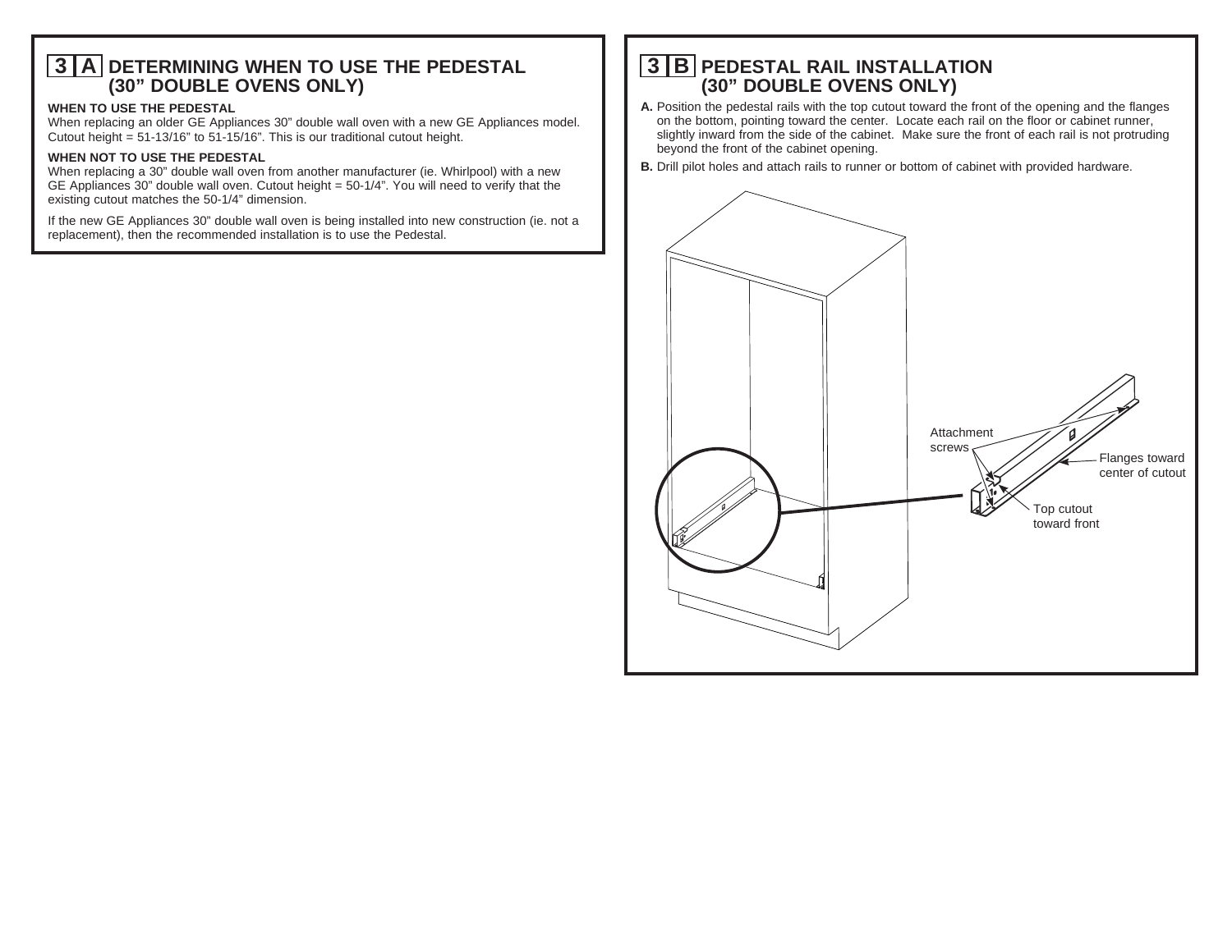## 3 A DETERMINING WHEN TO USE THE PEDESTAL (30” DOUBLE OVENS ONLY)

**WHEN TO USE THE PEDESTAL**

When replacing an older GE Appliances 30” double wall oven with a new GE Appliances model. Cutout height = 51-13/16” to 51-15/16”. This is our traditional cutout height.

**WHEN NOT TO USE THE PEDESTAL**

When replacing a 30” double wall oven from another manufacturer (ie. Whirlpool) with a new GE Appliances 30” double wall oven. Cutout height = 50-1/4”. You will need to verify that the existing cutout matches the 50-1/4” dimension.

If the new GE Appliances 30” double wall oven is being installed into new construction (ie. not a replacement), then the recommended installation is to use the Pedestal.

## 3 B PEDESTAL RAIL INSTALLATION (30” DOUBLE OVENS ONLY)

**A.** Position the pedestal rails with the top cutout toward the front of the opening and the flanges on the bottom, pointing toward the center. Locate each rail on the floor or cabinet runner, slightly inward from the side of the cabinet. Make sure the front of each rail is not protruding beyond the front of the cabinet opening.

**B.** Drill pilot holes and attach rails to runner or bottom of cabinet with provided hardware.

Attachment screws

Flanges toward center of cutout

Top cutout toward front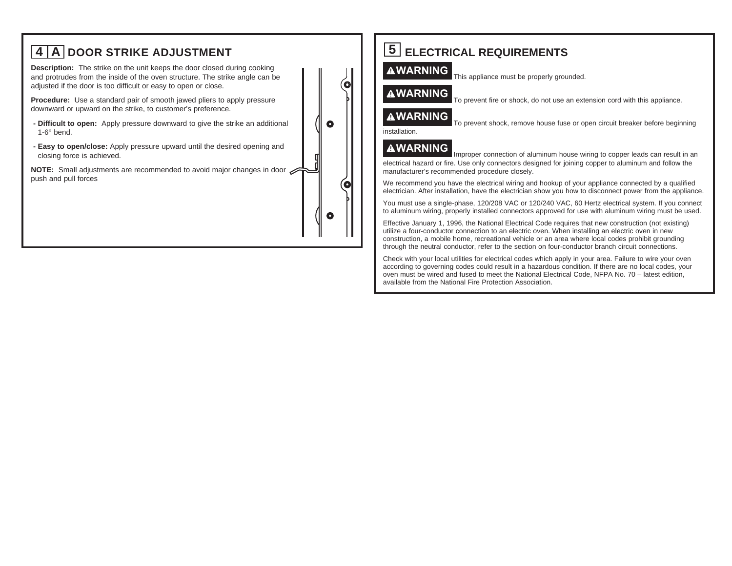## 4 A DOOR STRIKE ADJUSTMENT

**Description:** The strike on the unit keeps the door closed during cooking and protrudes from the inside of the oven structure. The strike angle can be adjusted if the door is too difficult or easy to open or close.

**Procedure:** Use a standard pair of smooth jawed pliers to apply pressure downward or upward on the strike, to customer's preference.

- **Difficult to open:** Apply pressure downward to give the strike an additional 1-6° bend.
- **Easy to open/close:** Apply pressure upward until the desired opening and closing force is achieved.

**NOTE:** Small adjustments are recommended to avoid major changes in door push and pull forces

## 5 ELECTRICAL REQUIREMENTS

**⚠WARNING** This appliance must be properly grounded.

**⚠WARNING** To prevent fire or shock, do not use an extension cord with this appliance.

**⚠WARNING** To prevent shock, remove house fuse or open circuit breaker before beginning installation.

**⚠WARNING** Improper connection of aluminum house wiring to copper leads can result in an electrical hazard or fire. Use only connectors designed for joining copper to aluminum and follow the manufacturer's recommended procedure closely.

We recommend you have the electrical wiring and hookup of your appliance connected by a qualified electrician. After installation, have the electrician show you how to disconnect power from the appliance.

You must use a single-phase, 120/208 VAC or 120/240 VAC, 60 Hertz electrical system. If you connect to aluminum wiring, properly installed connectors approved for use with aluminum wiring must be used.

Effective January 1, 1996, the National Electrical Code requires that new construction (not existing) utilize a four-conductor connection to an electric oven. When installing an electric oven in new construction, a mobile home, recreational vehicle or an area where local codes prohibit grounding through the neutral conductor, refer to the section on four-conductor branch circuit connections.

Check with your local utilities for electrical codes which apply in your area. Failure to wire your oven according to governing codes could result in a hazardous condition. If there are no local codes, your oven must be wired and fused to meet the National Electrical Code, NFPA No. 70 – latest edition, available from the National Fire Protection Association.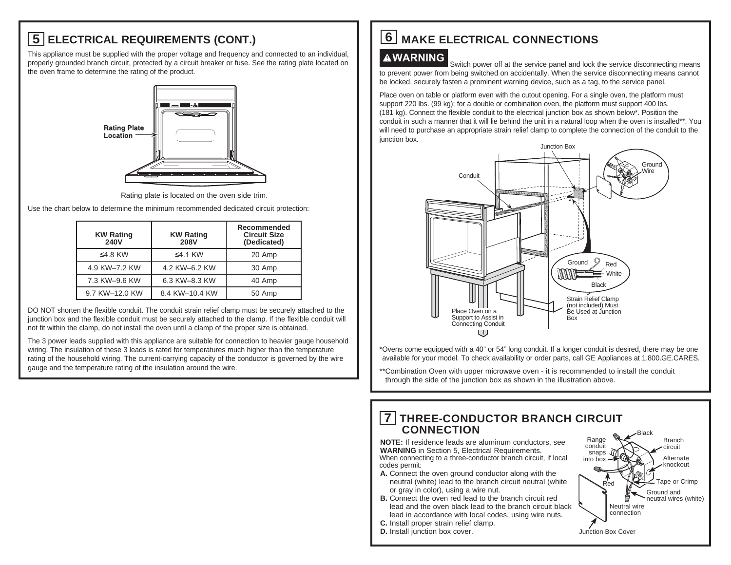## 5 ELECTRICAL REQUIREMENTS (CONT.)

This appliance must be supplied with the proper voltage and frequency and connected to an individual, properly grounded branch circuit, protected by a circuit breaker or fuse. See the rating plate located on the oven frame to determine the rating of the product.

Rating Plate Location

Rating plate is located on the oven side trim.

Use the chart below to determine the minimum recommended dedicated circuit protection:

| KW Rating 240V | KW Rating 208V | Recommended Circuit Size (Dedicated) |
|---|---|---|
| ≤4.8 KW | ≤4.1 KW | 20 Amp |
| 4.9 KW–7.2 KW | 4.2 KW–6.2 KW | 30 Amp |
| 7.3 KW–9.6 KW | 6.3 KW–8.3 KW | 40 Amp |
| 9.7 KW–12.0 KW | 8.4 KW–10.4 KW | 50 Amp |

DO NOT shorten the flexible conduit. The conduit strain relief clamp must be securely attached to the junction box and the flexible conduit must be securely attached to the clamp. If the flexible conduit will not fit within the clamp, do not install the oven until a clamp of the proper size is obtained.

The 3 power leads supplied with this appliance are suitable for connection to heavier gauge household wiring. The insulation of these 3 leads is rated for temperatures much higher than the temperature rating of the household wiring. The current-carrying capacity of the conductor is governed by the wire gauge and the temperature rating of the insulation around the wire.

## 6 MAKE ELECTRICAL CONNECTIONS

**⚠WARNING** Switch power off at the service panel and lock the service disconnecting means to prevent power from being switched on accidentally. When the service disconnecting means cannot be locked, securely fasten a prominent warning device, such as a tag, to the service panel.

Place oven on table or platform even with the cutout opening. For a single oven, the platform must support 220 lbs. (99 kg); for a double or combination oven, the platform must support 400 lbs. (181 kg). Connect the flexible conduit to the electrical junction box as shown below*. Position the conduit in such a manner that it will lie behind the unit in a natural loop when the oven is installed**. You will need to purchase an appropriate strain relief clamp to complete the connection of the conduit to the junction box.

Junction Box

Ground Wire

Conduit

Ground, Red, White, Black

Strain Relief Clamp (not included) Must Be Used at Junction Box

Place Oven on a Support to Assist in Connecting Conduit

*Ovens come equipped with a 40" or 54" long conduit. If a longer conduit is desired, there may be one available for your model. To check availability or order parts, call GE Appliances at 1.800.GE.CARES.

**Combination Oven with upper microwave oven - it is recommended to install the conduit through the side of the junction box as shown in the illustration above.

## 7 THREE-CONDUCTOR BRANCH CIRCUIT CONNECTION

**NOTE:** If residence leads are aluminum conductors, see **WARNING** in Section 5, Electrical Requirements.

When connecting to a three-conductor branch circuit, if local codes permit:

**A.** Connect the oven ground conductor along with the neutral (white) lead to the branch circuit neutral (white or gray in color), using a wire nut.

**B.** Connect the oven red lead to the branch circuit red lead and the oven black lead to the branch circuit black lead in accordance with local codes, using wire nuts.

**C.** Install proper strain relief clamp.

**D.** Install junction box cover.

Black, Range conduit snaps into box, Branch circuit, Alternate knockout, Red, Tape or Crimp, Ground and neutral wires (white), Neutral wire connection, Junction Box Cover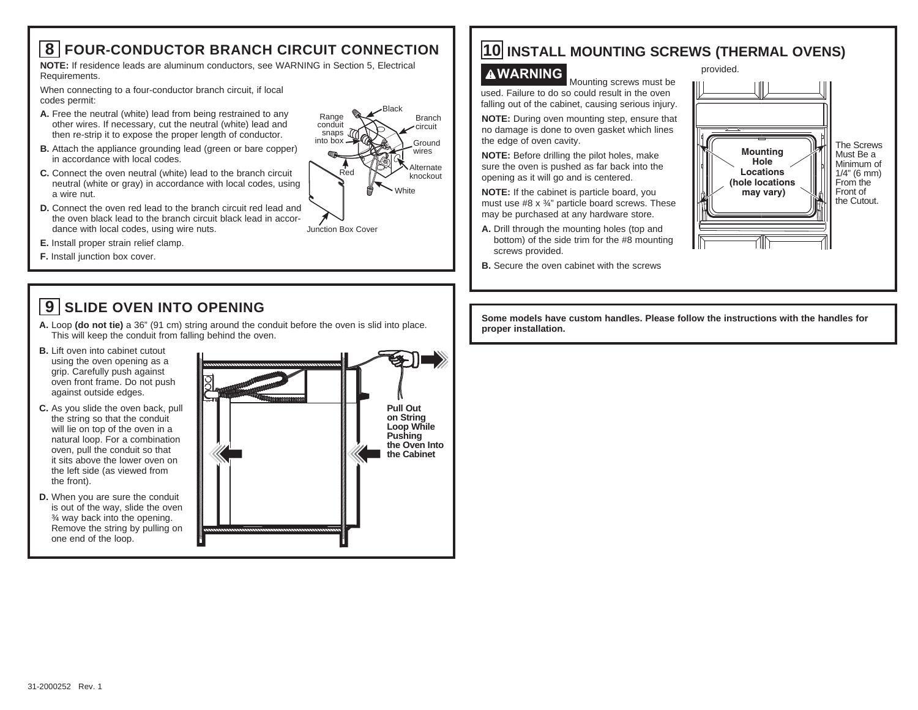## 8 FOUR-CONDUCTOR BRANCH CIRCUIT CONNECTION

**NOTE:** If residence leads are aluminum conductors, see WARNING in Section 5, Electrical Requirements.

When connecting to a four-conductor branch circuit, if local codes permit:

**A.** Free the neutral (white) lead from being restrained to any other wires. If necessary, cut the neutral (white) lead and then re-strip it to expose the proper length of conductor.

**B.** Attach the appliance grounding lead (green or bare copper) in accordance with local codes.

**C.** Connect the oven neutral (white) lead to the branch circuit neutral (white or gray) in accordance with local codes, using a wire nut.

**D.** Connect the oven red lead to the branch circuit red lead and the oven black lead to the branch circuit black lead in accordance with local codes, using wire nuts.

**E.** Install proper strain relief clamp.

**F.** Install junction box cover.

Black
Range conduit snaps into box
Branch circuit
Ground wires
Red
Alternate knockout
White
Junction Box Cover

## 9 SLIDE OVEN INTO OPENING

**A.** Loop **(do not tie)** a 36" (91 cm) string around the conduit before the oven is slid into place. This will keep the conduit from falling behind the oven.

**B.** Lift oven into cabinet cutout using the oven opening as a grip. Carefully push against oven front frame. Do not push against outside edges.

**C.** As you slide the oven back, pull the string so that the conduit will lie on top of the oven in a natural loop. For a combination oven, pull the conduit so that it sits above the lower oven on the left side (as viewed from the front).

**D.** When you are sure the conduit is out of the way, slide the oven ¾ way back into the opening. Remove the string by pulling on one end of the loop.

**Pull Out on String Loop While Pushing the Oven Into the Cabinet**

## 10 INSTALL MOUNTING SCREWS (THERMAL OVENS)

**⚠WARNING** Mounting screws must be used. Failure to do so could result in the oven falling out of the cabinet, causing serious injury.

**NOTE:** During oven mounting step, ensure that no damage is done to oven gasket which lines the edge of oven cavity.

**NOTE:** Before drilling the pilot holes, make sure the oven is pushed as far back into the opening as it will go and is centered.

**NOTE:** If the cabinet is particle board, you must use #8 x ¾" particle board screws. These may be purchased at any hardware store.

**A.** Drill through the mounting holes (top and bottom) of the side trim for the #8 mounting screws provided.

**B.** Secure the oven cabinet with the screws provided.

**Mounting Hole Locations (hole locations may vary)**

The Screws Must Be a Minimum of 1/4" (6 mm) From the Front of the Cutout.

**Some models have custom handles. Please follow the instructions with the handles for proper installation.**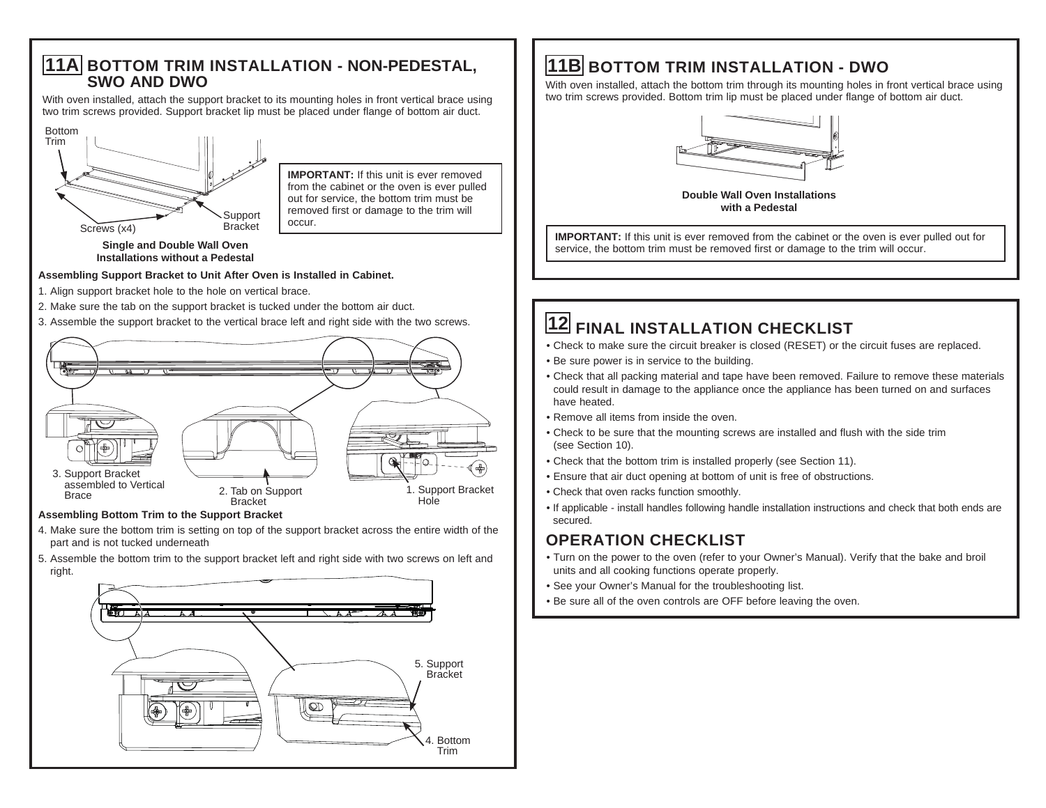## 11A BOTTOM TRIM INSTALLATION - NON-PEDESTAL, SWO AND DWO

With oven installed, attach the support bracket to its mounting holes in front vertical brace using two trim screws provided. Support bracket lip must be placed under flange of bottom air duct.

Bottom Trim

Screws (x4)

Support Bracket

**Single and Double Wall Oven Installations without a Pedestal**

**IMPORTANT:** If this unit is ever removed from the cabinet or the oven is ever pulled out for service, the bottom trim must be removed first or damage to the trim will occur.

**Assembling Support Bracket to Unit After Oven is Installed in Cabinet.**

1. Align support bracket hole to the hole on vertical brace.
2. Make sure the tab on the support bracket is tucked under the bottom air duct.
3. Assemble the support bracket to the vertical brace left and right side with the two screws.

3. Support Bracket assembled to Vertical Brace

2. Tab on Support Bracket

1. Support Bracket Hole

**Assembling Bottom Trim to the Support Bracket**

4. Make sure the bottom trim is setting on top of the support bracket across the entire width of the part and is not tucked underneath
5. Assemble the bottom trim to the support bracket left and right side with two screws on left and right.

5. Support Bracket

4. Bottom Trim

## 11B BOTTOM TRIM INSTALLATION - DWO

With oven installed, attach the bottom trim through its mounting holes in front vertical brace using two trim screws provided. Bottom trim lip must be placed under flange of bottom air duct.

**Double Wall Oven Installations with a Pedestal**

**IMPORTANT:** If this unit is ever removed from the cabinet or the oven is ever pulled out for service, the bottom trim must be removed first or damage to the trim will occur.

## 12 FINAL INSTALLATION CHECKLIST

- Check to make sure the circuit breaker is closed (RESET) or the circuit fuses are replaced.
- Be sure power is in service to the building.
- Check that all packing material and tape have been removed. Failure to remove these materials could result in damage to the appliance once the appliance has been turned on and surfaces have heated.
- Remove all items from inside the oven.
- Check to be sure that the mounting screws are installed and flush with the side trim (see Section 10).
- Check that the bottom trim is installed properly (see Section 11).
- Ensure that air duct opening at bottom of unit is free of obstructions.
- Check that oven racks function smoothly.
- If applicable - install handles following handle installation instructions and check that both ends are secured.

## OPERATION CHECKLIST

- Turn on the power to the oven (refer to your Owner's Manual). Verify that the bake and broil units and all cooking functions operate properly.
- See your Owner's Manual for the troubleshooting list.
- Be sure all of the oven controls are OFF before leaving the oven.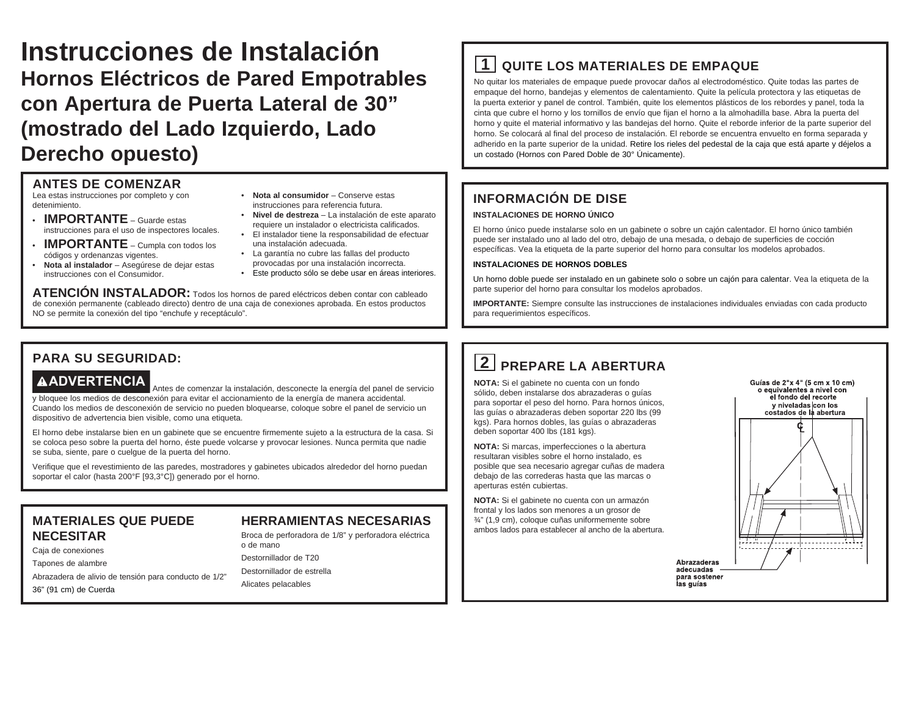# Instrucciones de Instalación

## Hornos Eléctricos de Pared Empotrables con Apertura de Puerta Lateral de 30" (mostrado del Lado Izquierdo, Lado Derecho opuesto)

### ANTES DE COMENZAR

Lea estas instrucciones por completo y con detenimiento.

- **IMPORTANTE** – Guarde estas instrucciones para el uso de inspectores locales.
- **IMPORTANTE** – Cumpla con todos los códigos y ordenanzas vigentes.
- **Nota al instalador** – Asegúrese de dejar estas instrucciones con el Consumidor.
- **Nota al consumidor** – Conserve estas instrucciones para referencia futura.
- **Nivel de destreza** – La instalación de este aparato requiere un instalador o electricista calificados.
- El instalador tiene la responsabilidad de efectuar una instalación adecuada.
- La garantía no cubre las fallas del producto provocadas por una instalación incorrecta.
- Este producto sólo se debe usar en áreas interiores.

**ATENCIÓN INSTALADOR:** Todos los hornos de pared eléctricos deben contar con cableado de conexión permanente (cableado directo) dentro de una caja de conexiones aprobada. En estos productos NO se permite la conexión del tipo "enchufe y receptáculo".

### PARA SU SEGURIDAD:

**⚠ADVERTENCIA** Antes de comenzar la instalación, desconecte la energía del panel de servicio y bloquee los medios de desconexión para evitar el accionamiento de la energía de manera accidental. Cuando los medios de desconexión de servicio no pueden bloquearse, coloque sobre el panel de servicio un dispositivo de advertencia bien visible, como una etiqueta.

El horno debe instalarse bien en un gabinete que se encuentre firmemente sujeto a la estructura de la casa. Si se coloca peso sobre la puerta del horno, éste puede volcarse y provocar lesiones. Nunca permita que nadie se suba, siente, pare o cuelgue de la puerta del horno.

Verifique que el revestimiento de las paredes, mostradores y gabinetes ubicados alrededor del horno puedan soportar el calor (hasta 200°F [93,3°C]) generado por el horno.

### MATERIALES QUE PUEDE NECESITAR

Caja de conexiones

Tapones de alambre

Abrazadera de alivio de tensión para conducto de 1/2"

36" (91 cm) de Cuerda

### HERRAMIENTAS NECESARIAS

Broca de perforadora de 1/8" y perforadora eléctrica o de mano

Destornillador de T20

Destornillador de estrella

Alicates pelacables

### 1 QUITE LOS MATERIALES DE EMPAQUE

No quitar los materiales de empaque puede provocar daños al electrodoméstico. Quite todas las partes de empaque del horno, bandejas y elementos de calentamiento. Quite la película protectora y las etiquetas de la puerta exterior y panel de control. También, quite los elementos plásticos de los rebordes y panel, toda la cinta que cubre el horno y los tornillos de envío que fijan el horno a la almohadilla base. Abra la puerta del horno y quite el material informativo y las bandejas del horno. Quite el reborde inferior de la parte superior del horno. Se colocará al final del proceso de instalación. El reborde se encuentra envuelto en forma separada y adherido en la parte superior de la unidad. Retire los rieles del pedestal de la caja que está aparte y déjelos a un costado (Hornos con Pared Doble de 30° Únicamente).

### INFORMACIÓN DE DISE

**INSTALACIONES DE HORNO ÚNICO**

El horno único puede instalarse solo en un gabinete o sobre un cajón calentador. El horno único también puede ser instalado uno al lado del otro, debajo de una mesada, o debajo de superficies de cocción específicas. Vea la etiqueta de la parte superior del horno para consultar los modelos aprobados.

**INSTALACIONES DE HORNOS DOBLES**

Un horno doble puede ser instalado en un gabinete solo o sobre un cajón para calentar. Vea la etiqueta de la parte superior del horno para consultar los modelos aprobados.

**IMPORTANTE:** Siempre consulte las instrucciones de instalaciones individuales enviadas con cada producto para requerimientos específicos.

### 2 PREPARE LA ABERTURA

**NOTA:** Si el gabinete no cuenta con un fondo sólido, deben instalarse dos abrazaderas o guías para soportar el peso del horno. Para hornos únicos, las guías o abrazaderas deben soportar 220 lbs (99 kgs). Para hornos dobles, las guías o abrazaderas deben soportar 400 lbs (181 kgs).

**NOTA:** Si marcas, imperfecciones o la abertura resultaran visibles sobre el horno instalado, es posible que sea necesario agregar cuñas de madera debajo de las correderas hasta que las marcas o aperturas estén cubiertas.

**NOTA:** Si el gabinete no cuenta con un armazón frontal y los lados son menores a un grosor de ¾" (1,9 cm), coloque cuñas uniformemente sobre ambos lados para establecer al ancho de la abertura.

Guías de 2"x 4" (5 cm x 10 cm) o equivalentes a nivel con el fondo del recorte y niveladas con los costados de la abertura

℄

Abrazaderas adecuadas para sostener las guías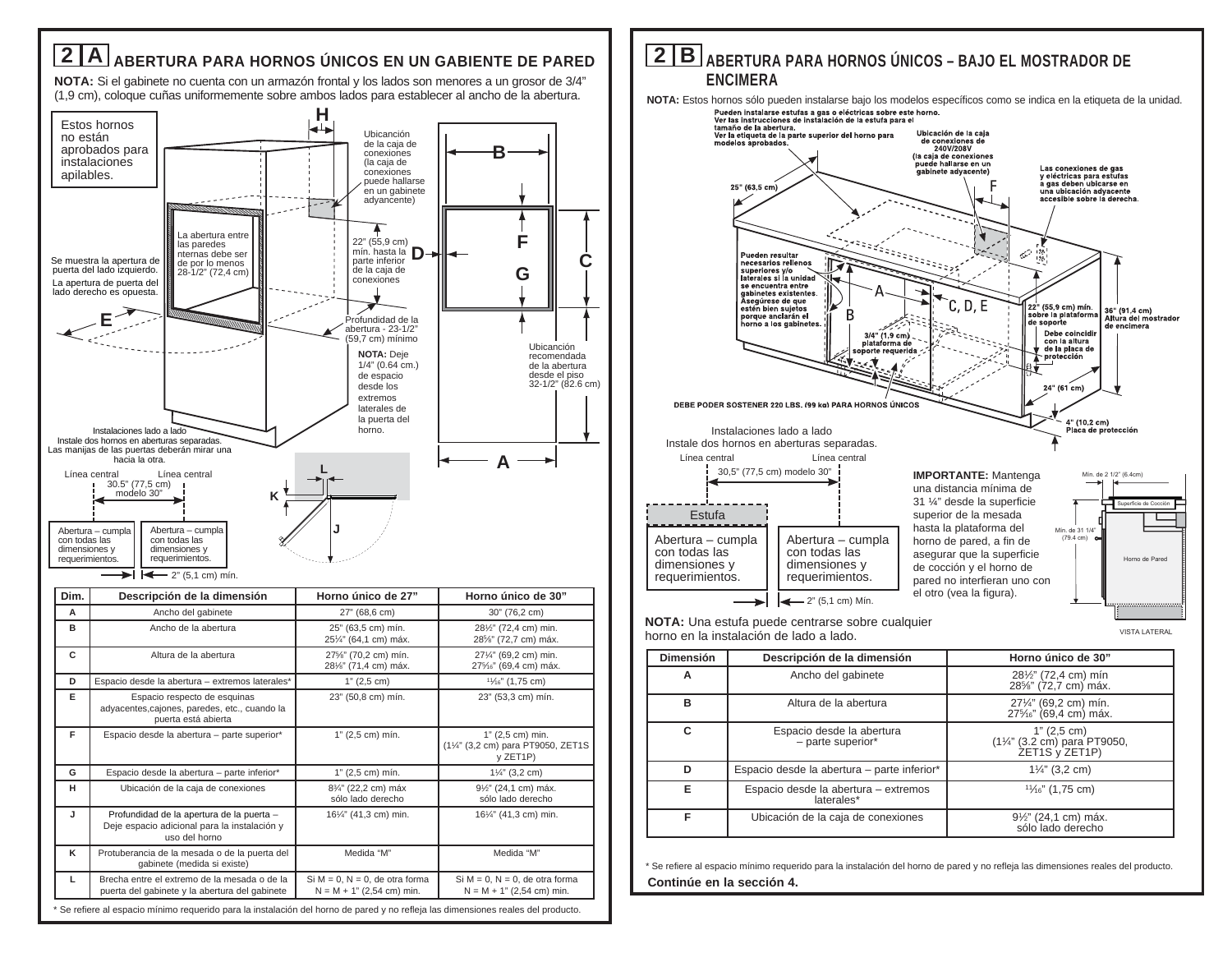## 2 A ABERTURA PARA HORNOS ÚNICOS EN UN GABIENTE DE PARED

**NOTA:** Si el gabinete no cuenta con un armazón frontal y los lados son menores a un grosor de 3/4" (1,9 cm), coloque cuñas uniformemente sobre ambos lados para establecer al ancho de la abertura.

Estos hornos no están aprobados para instalaciones apilables.

Se muestra la apertura de puerta del lado izquierdo.
La apertura de puerta del lado derecho es opuesta.

La abertura entre las paredes nternas debe ser de por lo menos 28-1/2" (72,4 cm)

Ubicación de la caja de conexiones (la caja de conexiones puede hallarse en un gabinete adyancente)

22" (55,9 cm) mín. hasta la parte inferior de la caja de conexiones

Profundidad de la abertura - 23-1/2" (59,7 cm) mínimo

**NOTA:** Deje 1/4" (0.64 cm.) de espacio desde los extremos laterales de la puerta del horno.

Ubicación recomendada de la abertura desde el piso 32-1/2" (82.6 cm)

Instalaciones lado a lado
Instale dos hornos en aberturas separadas.
Las manijas de las puertas deberán mirar una hacia la otra.

Línea central — Línea central
30.5" (77,5 cm) modelo 30"

Abertura – cumpla con todas las dimensiones y requerimientos.

Abertura – cumpla con todas las dimensiones y requerimientos.

2" (5,1 cm) mín.

| Dim. | Descripción de la dimensión | Horno único de 27" | Horno único de 30" |
|---|---|---|---|
| A | Ancho del gabinete | 27" (68,6 cm) | 30" (76,2 cm) |
| B | Ancho de la abertura | 25" (63,5 cm) mín. 25¼" (64,1 cm) máx. | 28½" (72,4 cm) min. 28⅝" (72,7 cm) máx. |
| C | Altura de la abertura | 27⅝" (70,2 cm) mín. 28⅛" (71,4 cm) máx. | 27¼" (69,2 cm) mín. 27⁵⁄₁₆" (69,4 cm) máx. |
| D | Espacio desde la abertura – extremos laterales* | 1" (2,5 cm) | ¹¹⁄₁₆" (1,75 cm) |
| E | Espacio respecto de esquinas adyacentes,cajones, paredes, etc., cuando la puerta está abierta | 23" (50,8 cm) mín. | 23" (53,3 cm) mín. |
| F | Espacio desde la abertura – parte superior* | 1" (2,5 cm) mín. | 1" (2,5 cm) min. (1¼" (3,2 cm) para PT9050, ZET1S y ZET1P) |
| G | Espacio desde la abertura – parte inferior* | 1" (2,5 cm) mín. | 1¼" (3,2 cm) |
| H | Ubicación de la caja de conexiones | 8¾" (22,2 cm) máx sólo lado derecho | 9½" (24,1 cm) máx. sólo lado derecho |
| J | Profundidad de la apertura de la puerta – Deje espacio adicional para la instalación y uso del horno | 16¼" (41,3 cm) min. | 16¼" (41,3 cm) min. |
| K | Protuberancia de la mesada o de la puerta del gabinete (medida si existe) | Medida "M" | Medida "M" |
| L | Brecha entre el extremo de la mesada o de la puerta del gabinete y la abertura del gabinete | Si M = 0, N = 0, de otra forma N = M + 1" (2,54 cm) min. | Si M = 0, N = 0, de otra forma N = M + 1" (2,54 cm) min. |

\* Se refiere al espacio mínimo requerido para la instalación del horno de pared y no refleja las dimensiones reales del producto.

## 2 B ABERTURA PARA HORNOS ÚNICOS – BAJO EL MOSTRADOR DE ENCIMERA

**NOTA:** Estos hornos sólo pueden instalarse bajo los modelos específicos como se indica en la etiqueta de la unidad.

Pueden instalarse estufas a gas o eléctricas sobre este horno. Ver las instrucciones de instalación de la estufa para el tamaño de la abertura. Ver la etiqueta de la parte superior del horno para modelos aprobados.

Ubicación de la caja de conexiones de 240V/208V (la caja de conexiones puede hallarse en un gabinete adyacente)

Las conexiones de gas y eléctricas para estufas a gas deben ubicarse en una ubicación adyacente accesible sobre la derecha.

25" (63,5 cm)

Pueden resultar necesarios rellenos superiores y/o laterales si la unidad se encuentra entre gabinetes existentes. Asegúrese de que estén bien sujetos porque anclarán el horno a los gabinetes.

3/4" (1,9 cm) plataforma de soporte requerida

22" (55,9 cm) mín. sobre la plataforma de soporte

Debe coincidir con la altura de la placa de protección

36" (91,4 cm) Altura del mostrador de encimera

24" (61 cm)

4" (10,2 cm) Placa de protección

DEBE PODER SOSTENER 220 LBS. (99 kg) PARA HORNOS ÚNICOS

Instalaciones lado a lado
Instale dos hornos en aberturas separadas.

Línea central — Línea central
30,5" (77,5 cm) modelo 30"

Estufa

Abertura – cumpla con todas las dimensiones y requerimientos.

Abertura – cumpla con todas las dimensiones y requerimientos.

2" (5,1 cm) Mín.

**IMPORTANTE:** Mantenga una distancia mínima de 31 ¼" desde la superficie superior de la mesada hasta la plataforma del horno de pared, a fin de asegurar que la superficie de cocción y el horno de pared no interfieran uno con el otro (vea la figura).

Mín. de 2 1/2" (6.4cm)
Superficie de Cocción
Mín. de 31 1/4" (79.4 cm)
Horno de Pared
VISTA LATERAL

**NOTA:** Una estufa puede centrarse sobre cualquier horno en la instalación de lado a lado.

| Dimensión | Descripción de la dimensión | Horno único de 30" |
|---|---|---|
| A | Ancho del gabinete | 28½" (72,4 cm) mín 28⅝" (72,7 cm) máx. |
| B | Altura de la abertura | 27¼" (69,2 cm) mín. 27⁵⁄₁₆" (69,4 cm) máx. |
| C | Espacio desde la abertura – parte superior* | 1" (2,5 cm) (1¼" (3.2 cm) para PT9050, ZET1S y ZET1P) |
| D | Espacio desde la abertura – parte inferior* | 1¼" (3,2 cm) |
| E | Espacio desde la abertura – extremos laterales* | ¹¹⁄₁₆" (1,75 cm) |
| F | Ubicación de la caja de conexiones | 9½" (24,1 cm) máx. sólo lado derecho |

\* Se refiere al espacio mínimo requerido para la instalación del horno de pared y no refleja las dimensiones reales del producto.

**Continúe en la sección 4.**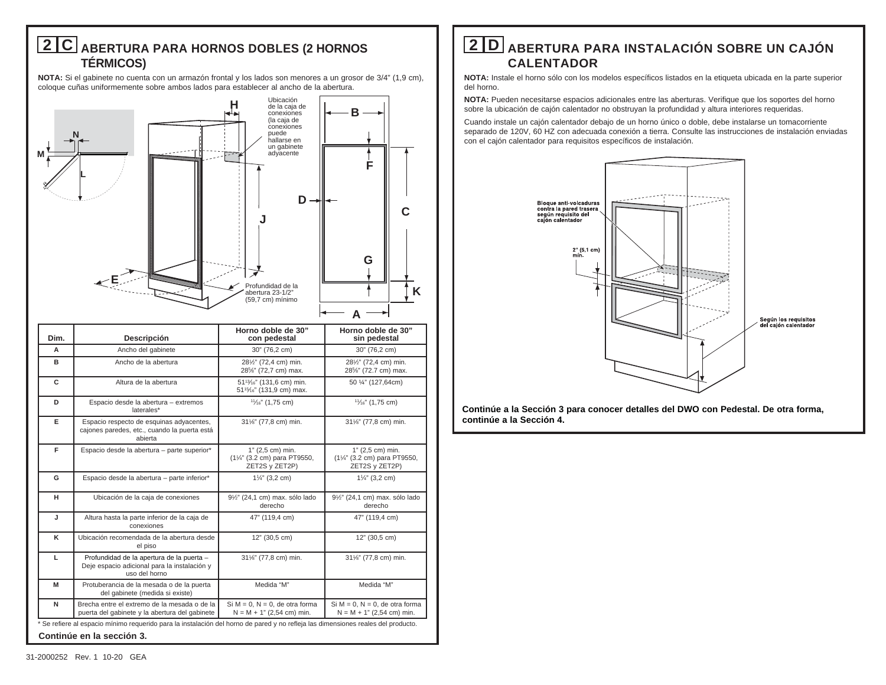## 2 C ABERTURA PARA HORNOS DOBLES (2 HORNOS TÉRMICOS)

**NOTA:** Si el gabinete no cuenta con un armazón frontal y los lados son menores a un grosor de 3/4" (1,9 cm), coloque cuñas uniformemente sobre ambos lados para establecer al ancho de la abertura.

Ubicación de la caja de conexiones (la caja de conexiones puede hallarse en un gabinete adyacente)

Profundidad de la abertura 23-1/2" (59,7 cm) mínimo

| Dim. | Descripción | Horno doble de 30" con pedestal | Horno doble de 30" sin pedestal |
|---|---|---|---|
| A | Ancho del gabinete | 30" (76,2 cm) | 30" (76,2 cm) |
| B | Ancho de la abertura | 28½" (72,4 cm) min. 28⅝" (72,7 cm) max. | 28½" (72,4 cm) min. 28⅝" (72.7 cm) max. |
| C | Altura de la abertura | 51¹³⁄₁₆" (131,6 cm) min. 51¹⁵⁄₁₆" (131,9 cm) max. | 50 ¼" (127,64cm) |
| D | Espacio desde la abertura – extremos laterales* | ¹¹⁄₁₆" (1,75 cm) | ¹¹⁄₁₆" (1,75 cm) |
| E | Espacio respecto de esquinas adyacentes, cajones paredes, etc., cuando la puerta está abierta | 31⅛" (77,8 cm) min. | 31⅛" (77,8 cm) min. |
| F | Espacio desde la abertura – parte superior* | 1" (2,5 cm) min. (1¼" (3.2 cm) para PT9550, ZET2S y ZET2P) | 1" (2,5 cm) min. (1¼" (3.2 cm) para PT9550, ZET2S y ZET2P) |
| G | Espacio desde la abertura – parte inferior* | 1¼" (3,2 cm) | 1¼" (3,2 cm) |
| H | Ubicación de la caja de conexiones | 9½" (24,1 cm) max. sólo lado derecho | 9½" (24,1 cm) max. sólo lado derecho |
| J | Altura hasta la parte inferior de la caja de conexiones | 47" (119,4 cm) | 47" (119,4 cm) |
| K | Ubicación recomendada de la abertura desde el piso | 12" (30,5 cm) | 12" (30,5 cm) |
| L | Profundidad de la apertura de la puerta – Deje espacio adicional para la instalación y uso del horno | 31⅛" (77,8 cm) min. | 31⅛" (77,8 cm) min. |
| M | Protuberancia de la mesada o de la puerta del gabinete (medida si existe) | Medida "M" | Medida "M" |
| N | Brecha entre el extremo de la mesada o de la puerta del gabinete y la abertura del gabinete | Si M = 0, N = 0, de otra forma N = M + 1" (2,54 cm) min. | Si M = 0, N = 0, de otra forma N = M + 1" (2,54 cm) min. |

\* Se refiere al espacio mínimo requerido para la instalación del horno de pared y no refleja las dimensiones reales del producto.

**Continúe en la sección 3.**

## 2 D ABERTURA PARA INSTALACIÓN SOBRE UN CAJÓN CALENTADOR

**NOTA:** Instale el horno sólo con los modelos específicos listados en la etiqueta ubicada en la parte superior del horno.

**NOTA:** Pueden necesitarse espacios adicionales entre las aberturas. Verifique que los soportes del horno sobre la ubicación de cajón calentador no obstruyan la profundidad y altura interiores requeridas.

Cuando instale un cajón calentador debajo de un horno único o doble, debe instalarse un tomacorriente separado de 120V, 60 HZ con adecuada conexión a tierra. Consulte las instrucciones de instalación enviadas con el cajón calentador para requisitos específicos de instalación.

Bloque anti-volcaduras contra la pared trasera según requisito del cajón calentador

2" (5,1 cm) min.

Según los requisitos del cajón calentador

**Continúe a la Sección 3 para conocer detalles del DWO con Pedestal. De otra forma, continúe a la Sección 4.**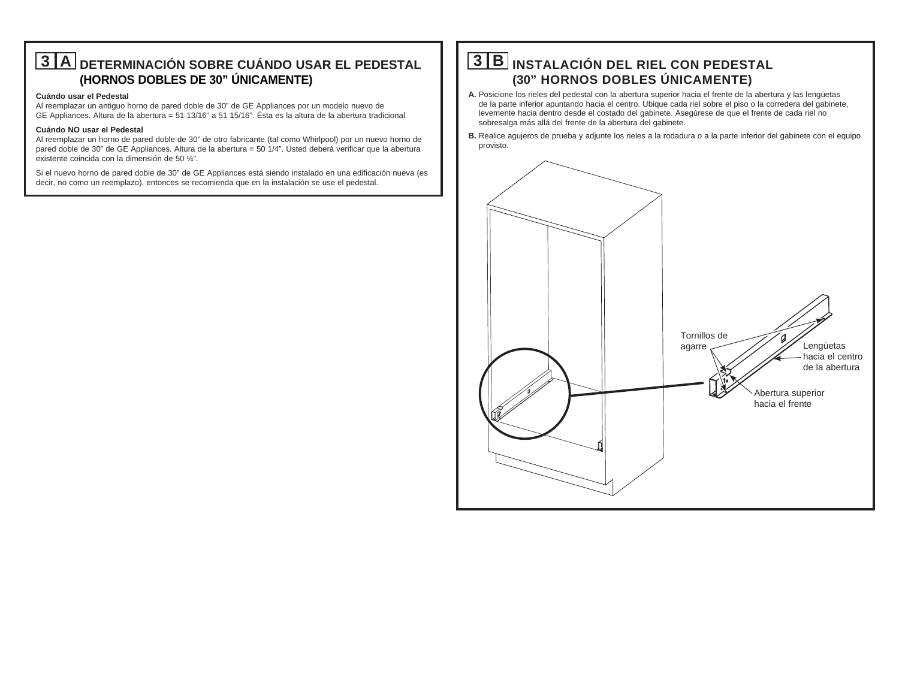## 3 A DETERMINACIÓN SOBRE CUÁNDO USAR EL PEDESTAL (HORNOS DOBLES DE 30" ÚNICAMENTE)

**Cuándo usar el Pedestal**

Al reemplazar un antiguo horno de pared doble de 30" de GE Appliances por un modelo nuevo de GE Appliances. Altura de la abertura = 51 13/16" a 51 15/16". Ésta es la altura de la abertura tradicional.

**Cuándo NO usar el Pedestal**

Al reemplazar un horno de pared doble de 30" de otro fabricante (tal como Whirlpool) por un nuevo horno de pared doble de 30" de GE Appliances. Altura de la abertura = 50 1/4". Usted deberá verificar que la abertura existente coincida con la dimensión de 50 ¼".

Si el nuevo horno de pared doble de 30" de GE Appliances está siendo instalado en una edificación nueva (es decir, no como un reemplazo), entonces se recomienda que en la instalación se use el pedestal.

## 3 B INSTALACIÓN DEL RIEL CON PEDESTAL (30" HORNOS DOBLES ÚNICAMENTE)

**A.** Posicione los rieles del pedestal con la abertura superior hacia el frente de la abertura y las lengüetas de la parte inferior apuntando hacia el centro. Ubique cada riel sobre el piso o la corredera del gabinete, levemente hacia dentro desde el costado del gabinete. Asegúrese de que el frente de cada riel no sobresalga más allá del frente de la abertura del gabinete.

**B.** Realice agujeros de prueba y adjunte los rieles a la rodadura o a la parte inferior del gabinete con el equipo provisto.

Tornillos de agarre

Lengüetas hacia el centro de la abertura

Abertura superior hacia el frente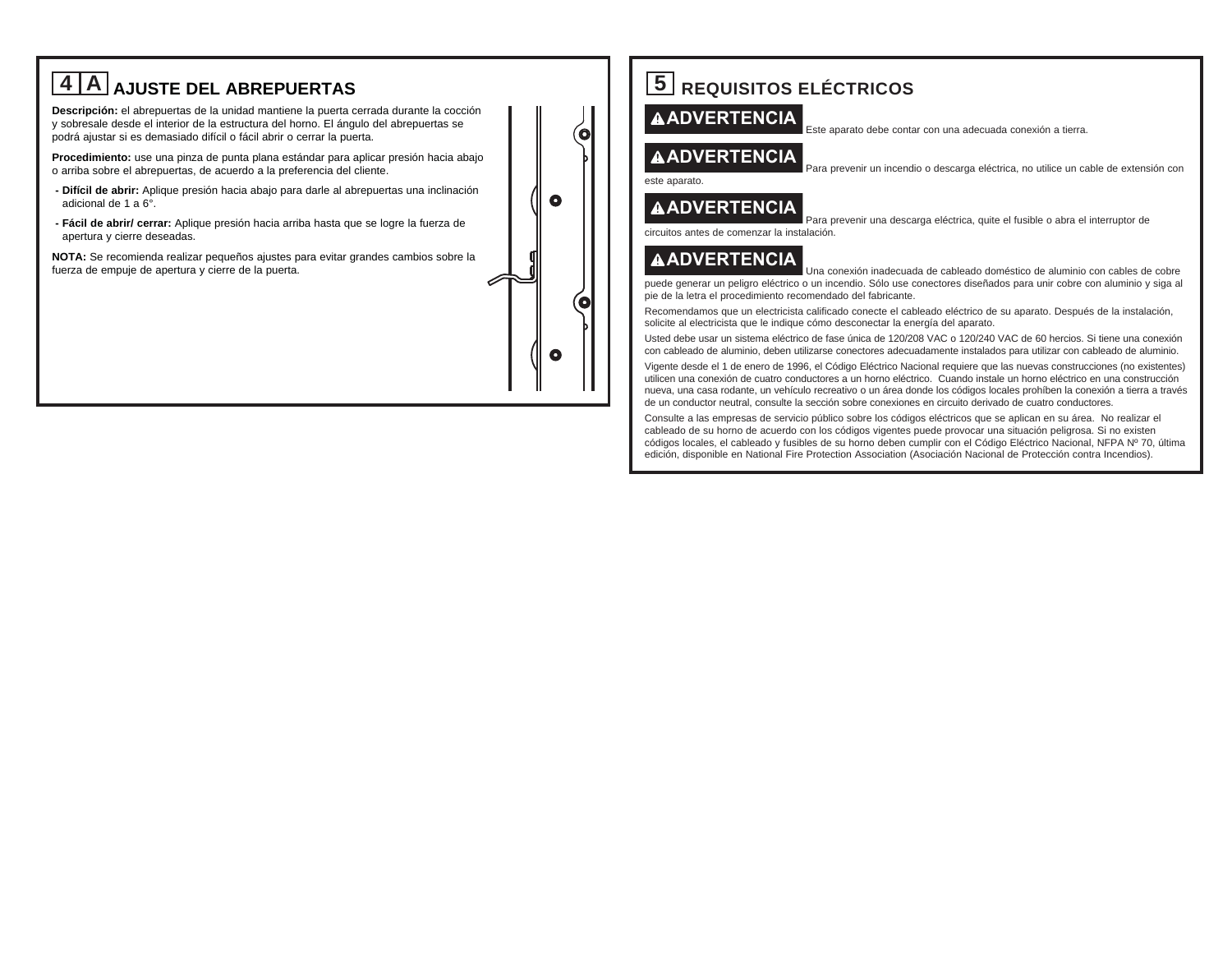## 4 A AJUSTE DEL ABREPUERTAS

**Descripción:** el abrepuertas de la unidad mantiene la puerta cerrada durante la cocción y sobresale desde el interior de la estructura del horno. El ángulo del abrepuertas se podrá ajustar si es demasiado difícil o fácil abrir o cerrar la puerta.

**Procedimiento:** use una pinza de punta plana estándar para aplicar presión hacia abajo o arriba sobre el abrepuertas, de acuerdo a la preferencia del cliente.

- **Difícil de abrir:** Aplique presión hacia abajo para darle al abrepuertas una inclinación adicional de 1 a 6°.
- **Fácil de abrir/ cerrar:** Aplique presión hacia arriba hasta que se logre la fuerza de apertura y cierre deseadas.

**NOTA:** Se recomienda realizar pequeños ajustes para evitar grandes cambios sobre la fuerza de empuje de apertura y cierre de la puerta.

## 5 REQUISITOS ELÉCTRICOS

**⚠ADVERTENCIA** Este aparato debe contar con una adecuada conexión a tierra.

**⚠ADVERTENCIA** Para prevenir un incendio o descarga eléctrica, no utilice un cable de extensión con este aparato.

**⚠ADVERTENCIA** Para prevenir una descarga eléctrica, quite el fusible o abra el interruptor de circuitos antes de comenzar la instalación.

**⚠ADVERTENCIA** Una conexión inadecuada de cableado doméstico de aluminio con cables de cobre puede generar un peligro eléctrico o un incendio. Sólo use conectores diseñados para unir cobre con aluminio y siga al pie de la letra el procedimiento recomendado del fabricante.

Recomendamos que un electricista calificado conecte el cableado eléctrico de su aparato. Después de la instalación, solicite al electricista que le indique cómo desconectar la energía del aparato.

Usted debe usar un sistema eléctrico de fase única de 120/208 VAC o 120/240 VAC de 60 hercios. Si tiene una conexión con cableado de aluminio, deben utilizarse conectores adecuadamente instalados para utilizar con cableado de aluminio.

Vigente desde el 1 de enero de 1996, el Código Eléctrico Nacional requiere que las nuevas construcciones (no existentes) utilicen una conexión de cuatro conductores a un horno eléctrico. Cuando instale un horno eléctrico en una construcción nueva, una casa rodante, un vehículo recreativo o un área donde los códigos locales prohíben la conexión a tierra a través de un conductor neutral, consulte la sección sobre conexiones en circuito derivado de cuatro conductores.

Consulte a las empresas de servicio público sobre los códigos eléctricos que se aplican en su área. No realizar el cableado de su horno de acuerdo con los códigos vigentes puede provocar una situación peligrosa. Si no existen códigos locales, el cableado y fusibles de su horno deben cumplir con el Código Eléctrico Nacional, NFPA Nº 70, última edición, disponible en National Fire Protection Association (Asociación Nacional de Protección contra Incendios).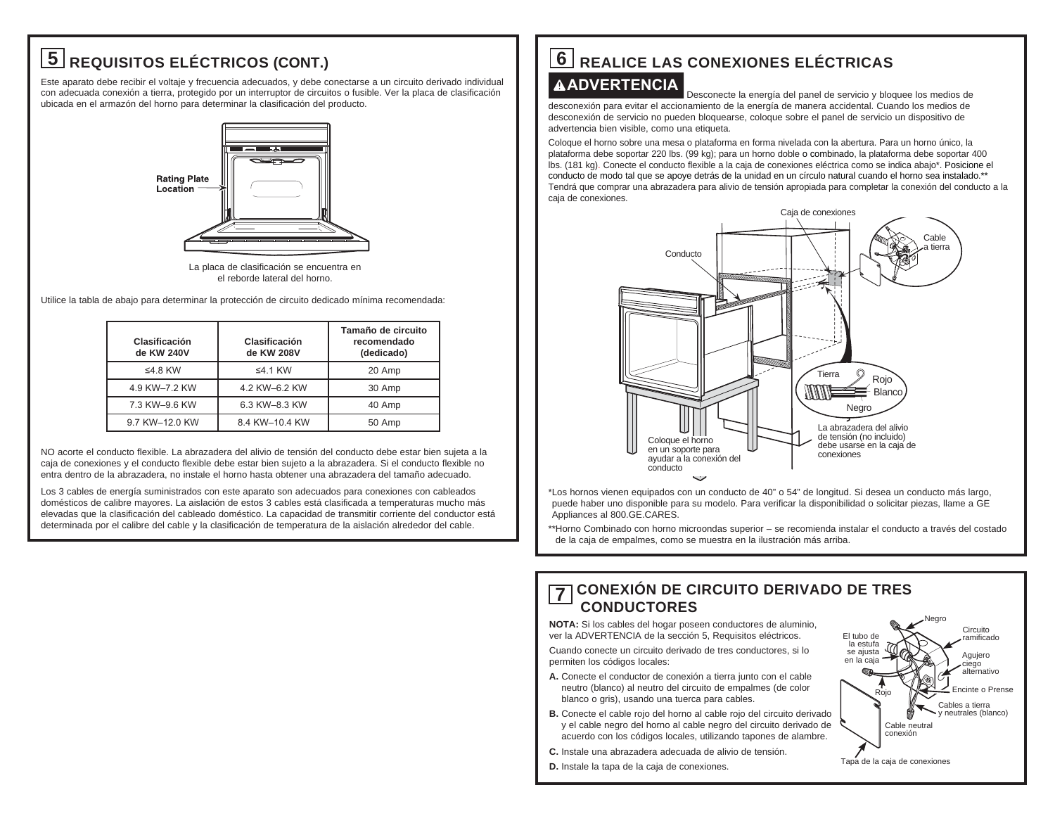## 5 REQUISITOS ELÉCTRICOS (CONT.)

Este aparato debe recibir el voltaje y frecuencia adecuados, y debe conectarse a un circuito derivado individual con adecuada conexión a tierra, protegido por un interruptor de circuitos o fusible. Ver la placa de clasificación ubicada en el armazón del horno para determinar la clasificación del producto.

Rating Plate Location

La placa de clasificación se encuentra en el reborde lateral del horno.

Utilice la tabla de abajo para determinar la protección de circuito dedicado mínima recomendada:

| Clasificación de KW 240V | Clasificación de KW 208V | Tamaño de circuito recomendado (dedicado) |
|---|---|---|
| ≤4.8 KW | ≤4.1 KW | 20 Amp |
| 4.9 KW–7.2 KW | 4.2 KW–6.2 KW | 30 Amp |
| 7.3 KW–9.6 KW | 6.3 KW–8.3 KW | 40 Amp |
| 9.7 KW–12.0 KW | 8.4 KW–10.4 KW | 50 Amp |

NO acorte el conducto flexible. La abrazadera del alivio de tensión del conducto debe estar bien sujeta a la caja de conexiones y el conducto flexible debe estar bien sujeto a la abrazadera. Si el conducto flexible no entra dentro de la abrazadera, no instale el horno hasta obtener una abrazadera del tamaño adecuado.

Los 3 cables de energía suministrados con este aparato son adecuados para conexiones con cableados domésticos de calibre mayores. La aislación de estos 3 cables está clasificada a temperaturas mucho más elevadas que la clasificación del cableado doméstico. La capacidad de transmitir corriente del conductor está determinada por el calibre del cable y la clasificación de temperatura de la aislación alrededor del cable.

## 6 REALICE LAS CONEXIONES ELÉCTRICAS

**⚠ADVERTENCIA** Desconecte la energía del panel de servicio y bloquee los medios de desconexión para evitar el accionamiento de la energía de manera accidental. Cuando los medios de desconexión de servicio no pueden bloquearse, coloque sobre el panel de servicio un dispositivo de advertencia bien visible, como una etiqueta.

Coloque el horno sobre una mesa o plataforma en forma nivelada con la abertura. Para un horno único, la plataforma debe soportar 220 lbs. (99 kg); para un horno doble o combinado, la plataforma debe soportar 400 lbs. (181 kg). Conecte el conducto flexible a la caja de conexiones eléctrica como se indica abajo*. Posicione el conducto de modo tal que se apoye detrás de la unidad en un círculo natural cuando el horno sea instalado.** Tendrá que comprar una abrazadera para alivio de tensión apropiada para completar la conexión del conducto a la caja de conexiones.

Caja de conexiones | Cable a tierra | Conducto | Tierra | Rojo | Blanco | Negro | La abrazadera del alivio de tensión (no incluido) debe usarse en la caja de conexiones | Coloque el horno en un soporte para ayudar a la conexión del conducto

*Los hornos vienen equipados con un conducto de 40" o 54" de longitud. Si desea un conducto más largo, puede haber uno disponible para su modelo. Para verificar la disponibilidad o solicitar piezas, llame a GE Appliances al 800.GE.CARES.

**Horno Combinado con horno microondas superior – se recomienda instalar el conducto a través del costado de la caja de empalmes, como se muestra en la ilustración más arriba.

## 7 CONEXIÓN DE CIRCUITO DERIVADO DE TRES CONDUCTORES

**NOTA:** Si los cables del hogar poseen conductores de aluminio, ver la ADVERTENCIA de la sección 5, Requisitos eléctricos.

Cuando conecte un circuito derivado de tres conductores, si lo permiten los códigos locales:

**A.** Conecte el conductor de conexión a tierra junto con el cable neutro (blanco) al neutro del circuito de empalmes (de color blanco o gris), usando una tuerca para cables.

**B.** Conecte el cable rojo del horno al cable rojo del circuito derivado y el cable negro del horno al cable negro del circuito derivado de acuerdo con los códigos locales, utilizando tapones de alambre.

**C.** Instale una abrazadera adecuada de alivio de tensión.

**D.** Instale la tapa de la caja de conexiones.

Negro | El tubo de la estufa se ajusta en la caja | Circuito ramificado | Agujero ciego alternativo | Rojo | Encinte o Prense | Cables a tierra y neutrales (blanco) | Cable neutral conexión | Tapa de la caja de conexiones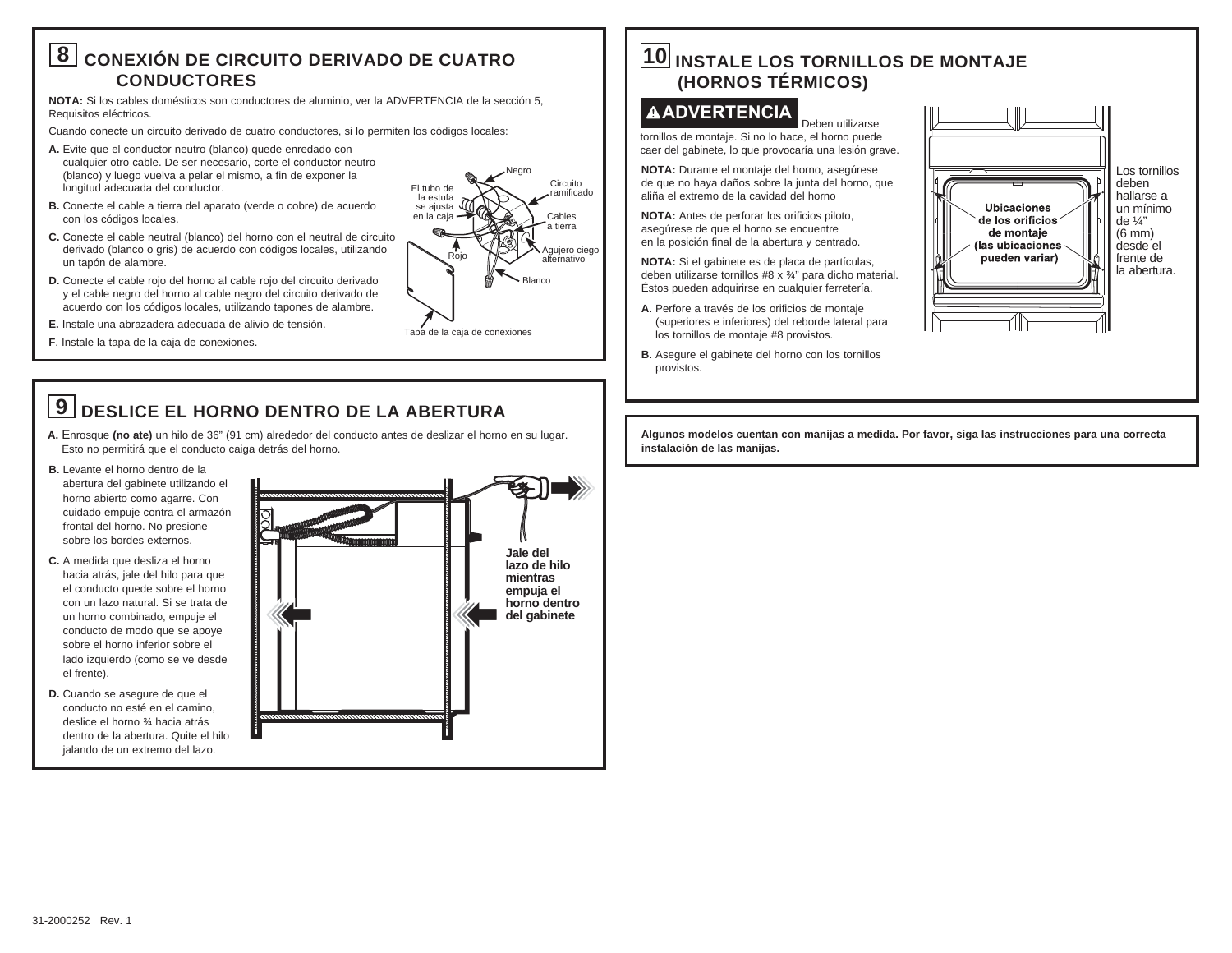## 8 CONEXIÓN DE CIRCUITO DERIVADO DE CUATRO CONDUCTORES

**NOTA:** Si los cables domésticos son conductores de aluminio, ver la ADVERTENCIA de la sección 5, Requisitos eléctricos.

Cuando conecte un circuito derivado de cuatro conductores, si lo permiten los códigos locales:

**A.** Evite que el conductor neutro (blanco) quede enredado con cualquier otro cable. De ser necesario, corte el conductor neutro (blanco) y luego vuelva a pelar el mismo, a fin de exponer la longitud adecuada del conductor.

**B.** Conecte el cable a tierra del aparato (verde o cobre) de acuerdo con los códigos locales.

**C.** Conecte el cable neutral (blanco) del horno con el neutral de circuito derivado (blanco o gris) de acuerdo con códigos locales, utilizando un tapón de alambre.

**D.** Conecte el cable rojo del horno al cable rojo del circuito derivado y el cable negro del horno al cable negro del circuito derivado de acuerdo con los códigos locales, utilizando tapones de alambre.

**E.** Instale una abrazadera adecuada de alivio de tensión.

**F**. Instale la tapa de la caja de conexiones.

Negro · Circuito ramificado · El tubo de la estufa se ajusta en la caja · Cables a tierra · Agujero ciego alternativo · Rojo · Blanco · Tapa de la caja de conexiones

## 9 DESLICE EL HORNO DENTRO DE LA ABERTURA

**A.** Enrosque **(no ate)** un hilo de 36" (91 cm) alrededor del conducto antes de deslizar el horno en su lugar. Esto no permitirá que el conducto caiga detrás del horno.

**B.** Levante el horno dentro de la abertura del gabinete utilizando el horno abierto como agarre. Con cuidado empuje contra el armazón frontal del horno. No presione sobre los bordes externos.

**C.** A medida que desliza el horno hacia atrás, jale del hilo para que el conducto quede sobre el horno con un lazo natural. Si se trata de un horno combinado, empuje el conducto de modo que se apoye sobre el horno inferior sobre el lado izquierdo (como se ve desde el frente).

**D.** Cuando se asegure de que el conducto no esté en el camino, deslice el horno ¾ hacia atrás dentro de la abertura. Quite el hilo jalando de un extremo del lazo.

**Jale del lazo de hilo mientras empuja el horno dentro del gabinete**

## 10 INSTALE LOS TORNILLOS DE MONTAJE (HORNOS TÉRMICOS)

**⚠ADVERTENCIA** Deben utilizarse tornillos de montaje. Si no lo hace, el horno puede caer del gabinete, lo que provocaría una lesión grave.

**NOTA:** Durante el montaje del horno, asegúrese de que no haya daños sobre la junta del horno, que aliña el extremo de la cavidad del horno

**NOTA:** Antes de perforar los orificios piloto, asegúrese de que el horno se encuentre en la posición final de la abertura y centrado.

**NOTA:** Si el gabinete es de placa de partículas, deben utilizarse tornillos #8 x ¾" para dicho material. Éstos pueden adquirirse en cualquier ferretería.

**A.** Perfore a través de los orificios de montaje (superiores e inferiores) del reborde lateral para los tornillos de montaje #8 provistos.

**B.** Asegure el gabinete del horno con los tornillos provistos.

**Ubicaciones de los orificios de montaje (las ubicaciones pueden variar)**

Los tornillos deben hallarse a un mínimo de ¼" (6 mm) desde el frente de la abertura.

**Algunos modelos cuentan con manijas a medida. Por favor, siga las instrucciones para una correcta instalación de las manijas.**

31-2000252 Rev. 1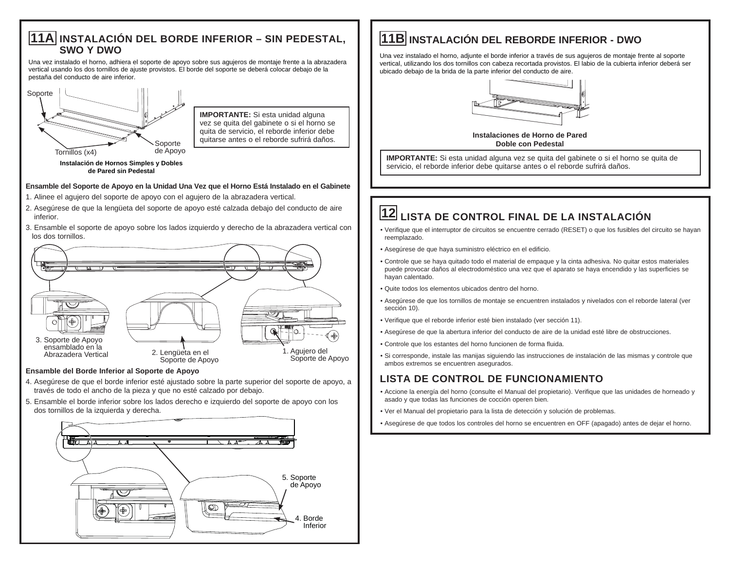## 11A INSTALACIÓN DEL BORDE INFERIOR – SIN PEDESTAL, SWO Y DWO

Una vez instalado el horno, adhiera el soporte de apoyo sobre sus agujeros de montaje frente a la abrazadera vertical usando los dos tornillos de ajuste provistos. El borde del soporte se deberá colocar debajo de la pestaña del conducto de aire inferior.

Soporte

Tornillos (x4)

Soporte de Apoyo

**Instalación de Hornos Simples y Dobles de Pared sin Pedestal**

**IMPORTANTE:** Si esta unidad alguna vez se quita del gabinete o si el horno se quita de servicio, el reborde inferior debe quitarse antes o el reborde sufrirá daños.

**Ensamble del Soporte de Apoyo en la Unidad Una Vez que el Horno Está Instalado en el Gabinete**

1. Alinee el agujero del soporte de apoyo con el agujero de la abrazadera vertical.
2. Asegúrese de que la lengüeta del soporte de apoyo esté calzada debajo del conducto de aire inferior.
3. Ensamble el soporte de apoyo sobre los lados izquierdo y derecho de la abrazadera vertical con los dos tornillos.

3. Soporte de Apoyo ensamblado en la Abrazadera Vertical

2. Lengüeta en el Soporte de Apoyo

1. Agujero del Soporte de Apoyo

**Ensamble del Borde Inferior al Soporte de Apoyo**

4. Asegúrese de que el borde inferior esté ajustado sobre la parte superior del soporte de apoyo, a través de todo el ancho de la pieza y que no esté calzado por debajo.
5. Ensamble el borde inferior sobre los lados derecho e izquierdo del soporte de apoyo con los dos tornillos de la izquierda y derecha.

5. Soporte de Apoyo

4. Borde Inferior

## 11B INSTALACIÓN DEL REBORDE INFERIOR - DWO

Una vez instalado el horno, adjunte el borde inferior a través de sus agujeros de montaje frente al soporte vertical, utilizando los dos tornillos con cabeza recortada provistos. El labio de la cubierta inferior deberá ser ubicado debajo de la brida de la parte inferior del conducto de aire.

**Instalaciones de Horno de Pared Doble con Pedestal**

**IMPORTANTE:** Si esta unidad alguna vez se quita del gabinete o si el horno se quita de servicio, el reborde inferior debe quitarse antes o el reborde sufrirá daños.

## 12 LISTA DE CONTROL FINAL DE LA INSTALACIÓN

- Verifique que el interruptor de circuitos se encuentre cerrado (RESET) o que los fusibles del circuito se hayan reemplazado.
- Asegúrese de que haya suministro eléctrico en el edificio.
- Controle que se haya quitado todo el material de empaque y la cinta adhesiva. No quitar estos materiales puede provocar daños al electrodoméstico una vez que el aparato se haya encendido y las superficies se hayan calentado.
- Quite todos los elementos ubicados dentro del horno.
- Asegúrese de que los tornillos de montaje se encuentren instalados y nivelados con el reborde lateral (ver sección 10).
- Verifique que el reborde inferior esté bien instalado (ver sección 11).
- Asegúrese de que la abertura inferior del conducto de aire de la unidad esté libre de obstrucciones.
- Controle que los estantes del horno funcionen de forma fluida.
- Si corresponde, instale las manijas siguiendo las instrucciones de instalación de las mismas y controle que ambos extremos se encuentren asegurados.

## LISTA DE CONTROL DE FUNCIONAMIENTO

- Accione la energía del horno (consulte el Manual del propietario). Verifique que las unidades de horneado y asado y que todas las funciones de cocción operen bien.
- Ver el Manual del propietario para la lista de detección y solución de problemas.
- Asegúrese de que todos los controles del horno se encuentren en OFF (apagado) antes de dejar el horno.